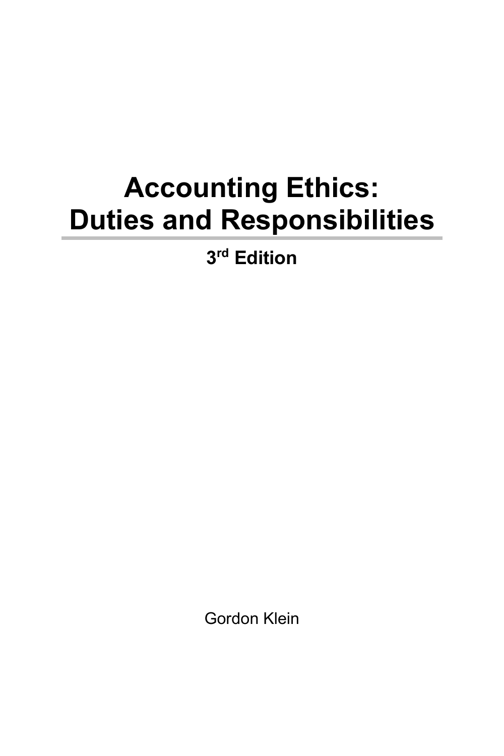# Accounting Ethics: Duties and Responsibilities

**3rd Edition**

Gordon Klein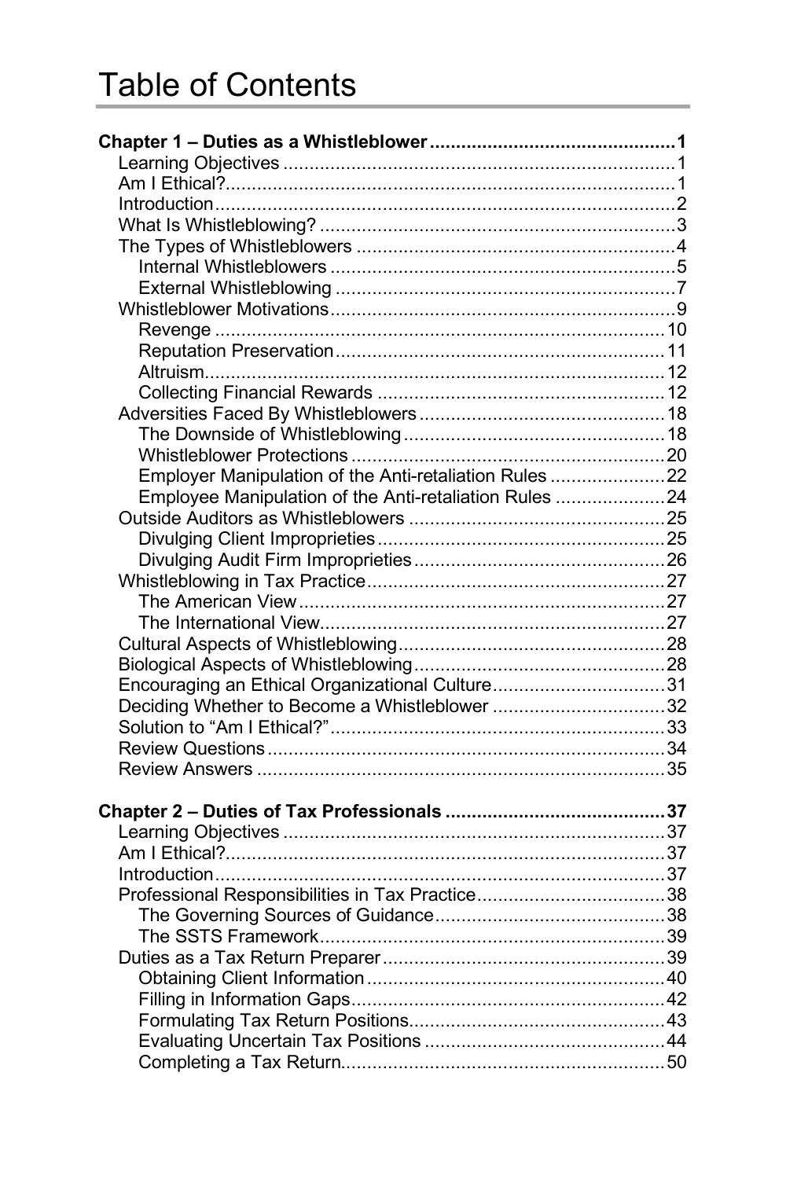# Table of Contents

**Chapter 1 – Duties as a Whistleblower ........................................ 1**

- Learning Objectives ........................................ 1
- Am I Ethical? ........................................ 1
- Introduction ........................................ 2
- What Is Whistleblowing? ........................................ 3
- The Types of Whistleblowers ........................................ 4
  - Internal Whistleblowers ........................................ 5
  - External Whistleblowing ........................................ 7
- Whistleblower Motivations ........................................ 9
  - Revenge ........................................ 10
  - Reputation Preservation ........................................ 11
  - Altruism ........................................ 12
  - Collecting Financial Rewards ........................................ 12
- Adversities Faced By Whistleblowers ........................................ 18
  - The Downside of Whistleblowing ........................................ 18
  - Whistleblower Protections ........................................ 20
  - Employer Manipulation of the Anti-retaliation Rules ........................................ 22
  - Employee Manipulation of the Anti-retaliation Rules ........................................ 24
- Outside Auditors as Whistleblowers ........................................ 25
  - Divulging Client Improprieties ........................................ 25
  - Divulging Audit Firm Improprieties ........................................ 26
- Whistleblowing in Tax Practice ........................................ 27
  - The American View ........................................ 27
  - The International View ........................................ 27
- Cultural Aspects of Whistleblowing ........................................ 28
- Biological Aspects of Whistleblowing ........................................ 28
- Encouraging an Ethical Organizational Culture ........................................ 31
- Deciding Whether to Become a Whistleblower ........................................ 32
- Solution to "Am I Ethical?" ........................................ 33
- Review Questions ........................................ 34
- Review Answers ........................................ 35

**Chapter 2 – Duties of Tax Professionals ........................................ 37**

- Learning Objectives ........................................ 37
- Am I Ethical? ........................................ 37
- Introduction ........................................ 37
- Professional Responsibilities in Tax Practice ........................................ 38
  - The Governing Sources of Guidance ........................................ 38
  - The SSTS Framework ........................................ 39
- Duties as a Tax Return Preparer ........................................ 39
  - Obtaining Client Information ........................................ 40
  - Filling in Information Gaps ........................................ 42
  - Formulating Tax Return Positions ........................................ 43
  - Evaluating Uncertain Tax Positions ........................................ 44
  - Completing a Tax Return ........................................ 50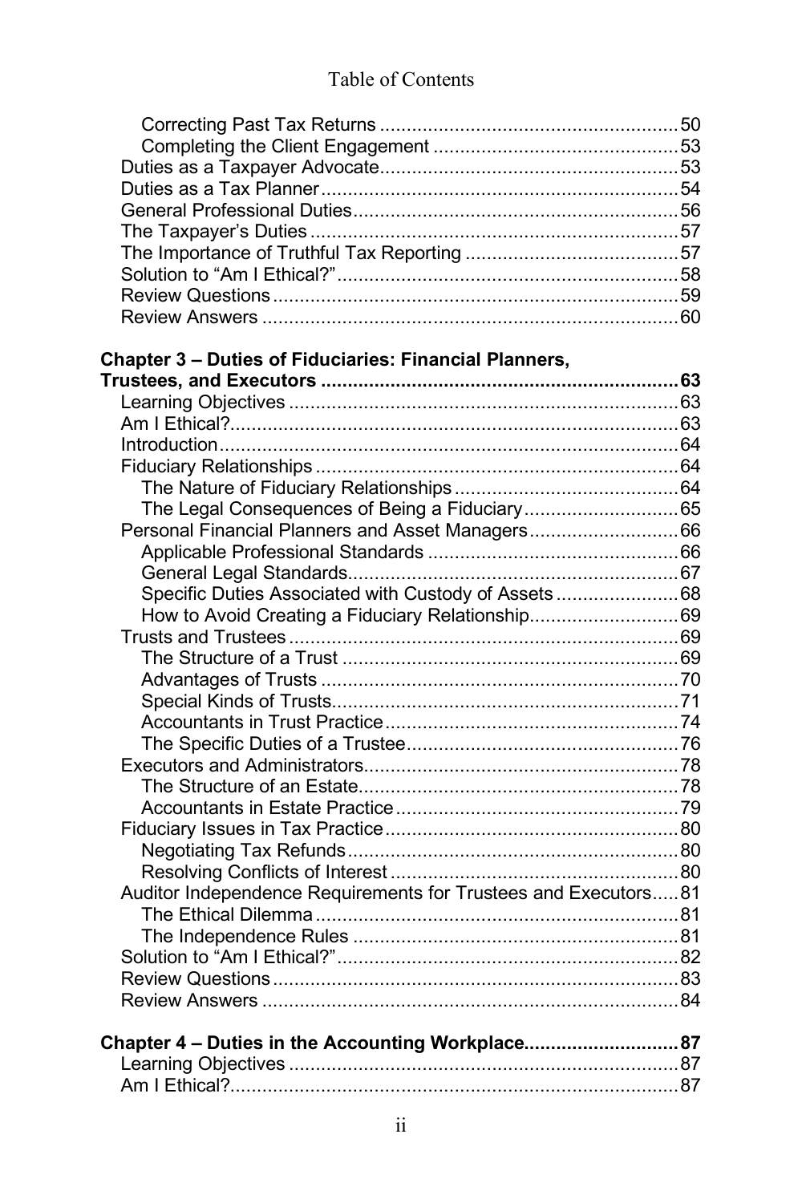Table of Contents

- Correcting Past Tax Returns ........................................................ 50
- Completing the Client Engagement ............................................. 53
- Duties as a Taxpayer Advocate ........................................................ 53
- Duties as a Tax Planner ................................................................... 54
- General Professional Duties ............................................................. 56
- The Taxpayer's Duties ..................................................................... 57
- The Importance of Truthful Tax Reporting ........................................ 57
- Solution to "Am I Ethical?" ................................................................ 58
- Review Questions ............................................................................ 59
- Review Answers .............................................................................. 60

**Chapter 3 – Duties of Fiduciaries: Financial Planners, Trustees, and Executors ................................................................. 63**

- Learning Objectives ......................................................................... 63
- Am I Ethical? .................................................................................... 63
- Introduction ...................................................................................... 64
- Fiduciary Relationships .................................................................... 64
  - The Nature of Fiduciary Relationships .......................................... 64
  - The Legal Consequences of Being a Fiduciary ............................. 65
- Personal Financial Planners and Asset Managers ............................ 66
  - Applicable Professional Standards ............................................... 66
  - General Legal Standards ............................................................. 67
  - Specific Duties Associated with Custody of Assets ....................... 68
  - How to Avoid Creating a Fiduciary Relationship ............................ 69
- Trusts and Trustees ......................................................................... 69
  - The Structure of a Trust ............................................................... 69
  - Advantages of Trusts ................................................................... 70
  - Special Kinds of Trusts ................................................................. 71
  - Accountants in Trust Practice ....................................................... 74
  - The Specific Duties of a Trustee ................................................... 76
- Executors and Administrators ........................................................... 78
  - The Structure of an Estate ............................................................ 78
  - Accountants in Estate Practice ..................................................... 79
- Fiduciary Issues in Tax Practice ....................................................... 80
  - Negotiating Tax Refunds .............................................................. 80
  - Resolving Conflicts of Interest ...................................................... 80
- Auditor Independence Requirements for Trustees and Executors ..... 81
  - The Ethical Dilemma .................................................................... 81
  - The Independence Rules ............................................................. 81
- Solution to "Am I Ethical?" ................................................................ 82
- Review Questions ............................................................................ 83
- Review Answers .............................................................................. 84

**Chapter 4 – Duties in the Accounting Workplace ............................ 87**

- Learning Objectives ......................................................................... 87
- Am I Ethical? .................................................................................... 87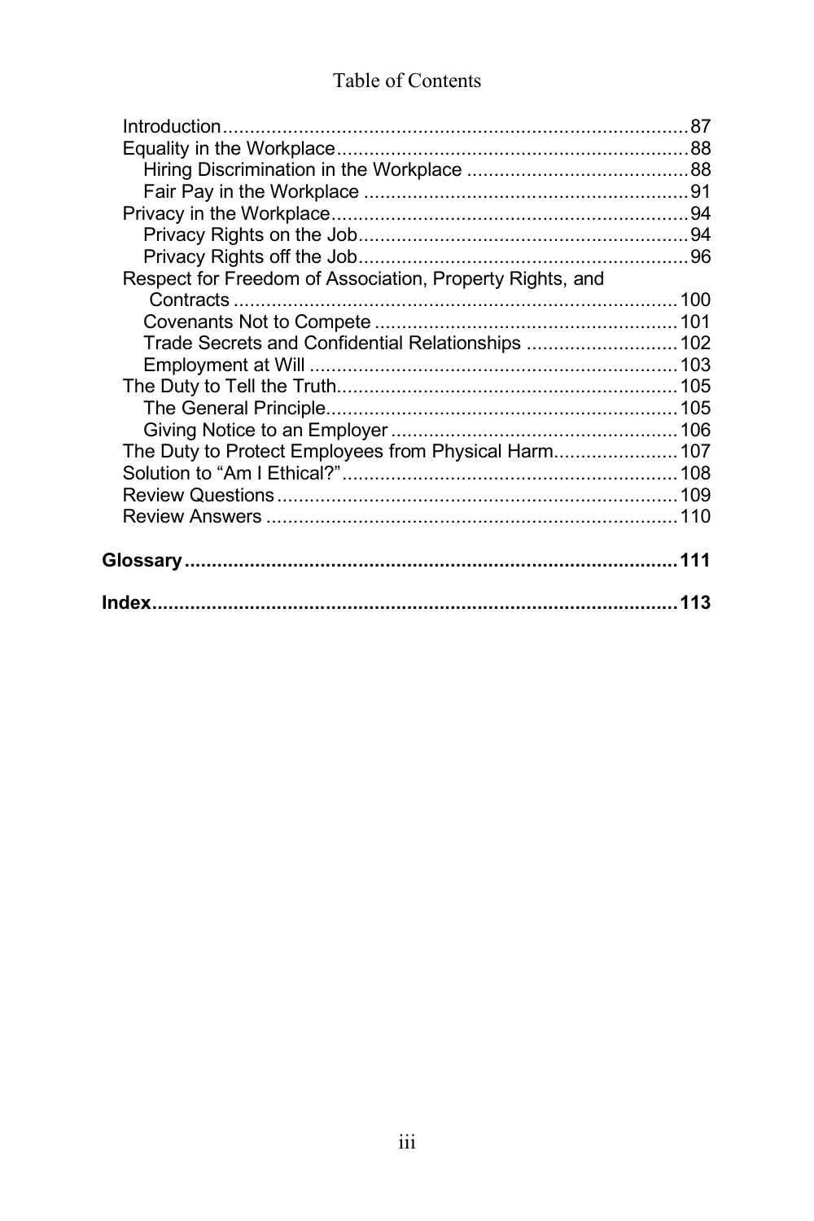Table of Contents

- Introduction .......... 87
- Equality in the Workplace .......... 88
  - Hiring Discrimination in the Workplace .......... 88
  - Fair Pay in the Workplace .......... 91
- Privacy in the Workplace .......... 94
  - Privacy Rights on the Job .......... 94
  - Privacy Rights off the Job .......... 96
- Respect for Freedom of Association, Property Rights, and Contracts .......... 100
  - Covenants Not to Compete .......... 101
  - Trade Secrets and Confidential Relationships .......... 102
  - Employment at Will .......... 103
- The Duty to Tell the Truth .......... 105
  - The General Principle .......... 105
  - Giving Notice to an Employer .......... 106
- The Duty to Protect Employees from Physical Harm .......... 107
- Solution to "Am I Ethical?" .......... 108
- Review Questions .......... 109
- Review Answers .......... 110

**Glossary .......... 111**

**Index .......... 113**